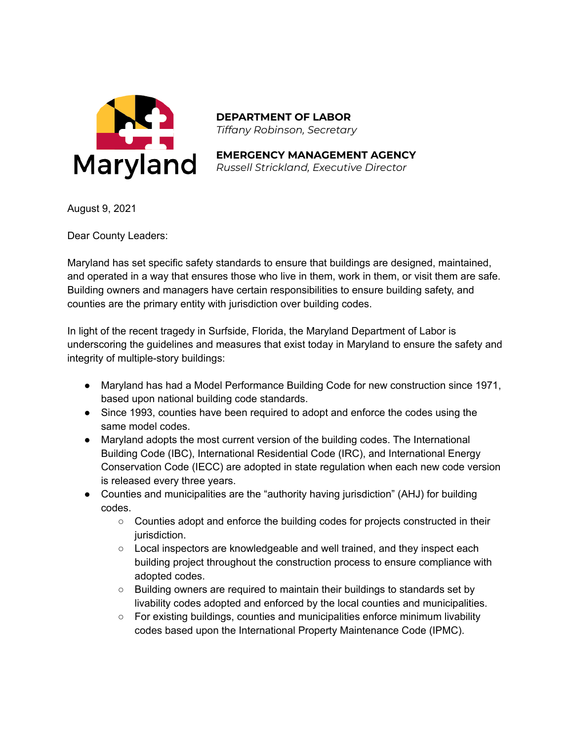Maryland

**DEPARTMENT OF LABOR**
*Tiffany Robinson, Secretary*

**EMERGENCY MANAGEMENT AGENCY**
*Russell Strickland, Executive Director*

August 9, 2021

Dear County Leaders:

Maryland has set specific safety standards to ensure that buildings are designed, maintained, and operated in a way that ensures those who live in them, work in them, or visit them are safe. Building owners and managers have certain responsibilities to ensure building safety, and counties are the primary entity with jurisdiction over building codes.

In light of the recent tragedy in Surfside, Florida, the Maryland Department of Labor is underscoring the guidelines and measures that exist today in Maryland to ensure the safety and integrity of multiple-story buildings:

- Maryland has had a Model Performance Building Code for new construction since 1971, based upon national building code standards.
- Since 1993, counties have been required to adopt and enforce the codes using the same model codes.
- Maryland adopts the most current version of the building codes. The International Building Code (IBC), International Residential Code (IRC), and International Energy Conservation Code (IECC) are adopted in state regulation when each new code version is released every three years.
- Counties and municipalities are the "authority having jurisdiction" (AHJ) for building codes.
    - Counties adopt and enforce the building codes for projects constructed in their jurisdiction.
    - Local inspectors are knowledgeable and well trained, and they inspect each building project throughout the construction process to ensure compliance with adopted codes.
    - Building owners are required to maintain their buildings to standards set by livability codes adopted and enforced by the local counties and municipalities.
    - For existing buildings, counties and municipalities enforce minimum livability codes based upon the International Property Maintenance Code (IPMC).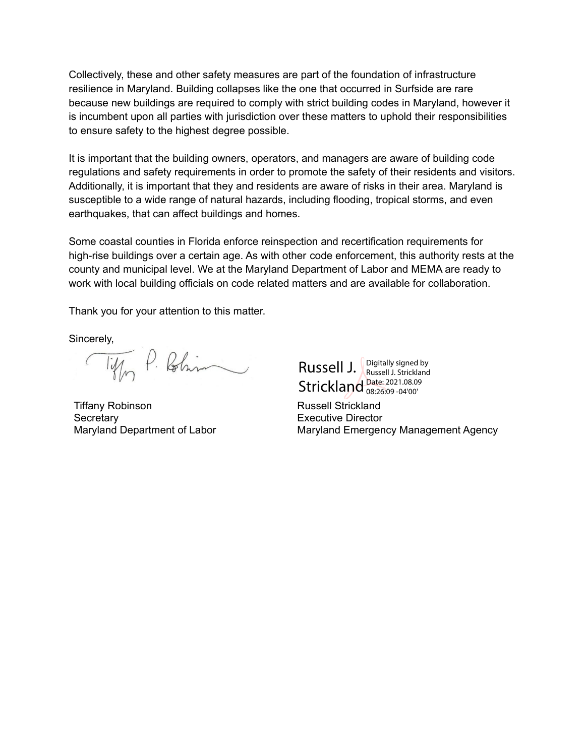Collectively, these and other safety measures are part of the foundation of infrastructure resilience in Maryland. Building collapses like the one that occurred in Surfside are rare because new buildings are required to comply with strict building codes in Maryland, however it is incumbent upon all parties with jurisdiction over these matters to uphold their responsibilities to ensure safety to the highest degree possible.

It is important that the building owners, operators, and managers are aware of building code regulations and safety requirements in order to promote the safety of their residents and visitors. Additionally, it is important that they and residents are aware of risks in their area. Maryland is susceptible to a wide range of natural hazards, including flooding, tropical storms, and even earthquakes, that can affect buildings and homes.

Some coastal counties in Florida enforce reinspection and recertification requirements for high-rise buildings over a certain age. As with other code enforcement, this authority rests at the county and municipal level. We at the Maryland Department of Labor and MEMA are ready to work with local building officials on code related matters and are available for collaboration.

Thank you for your attention to this matter.

Sincerely,

Tiffany Robinson
Secretary
Maryland Department of Labor

Russell J. Strickland
Digitally signed by Russell J. Strickland
Date: 2021.08.09 08:26:09 -04'00'

Russell Strickland
Executive Director
Maryland Emergency Management Agency